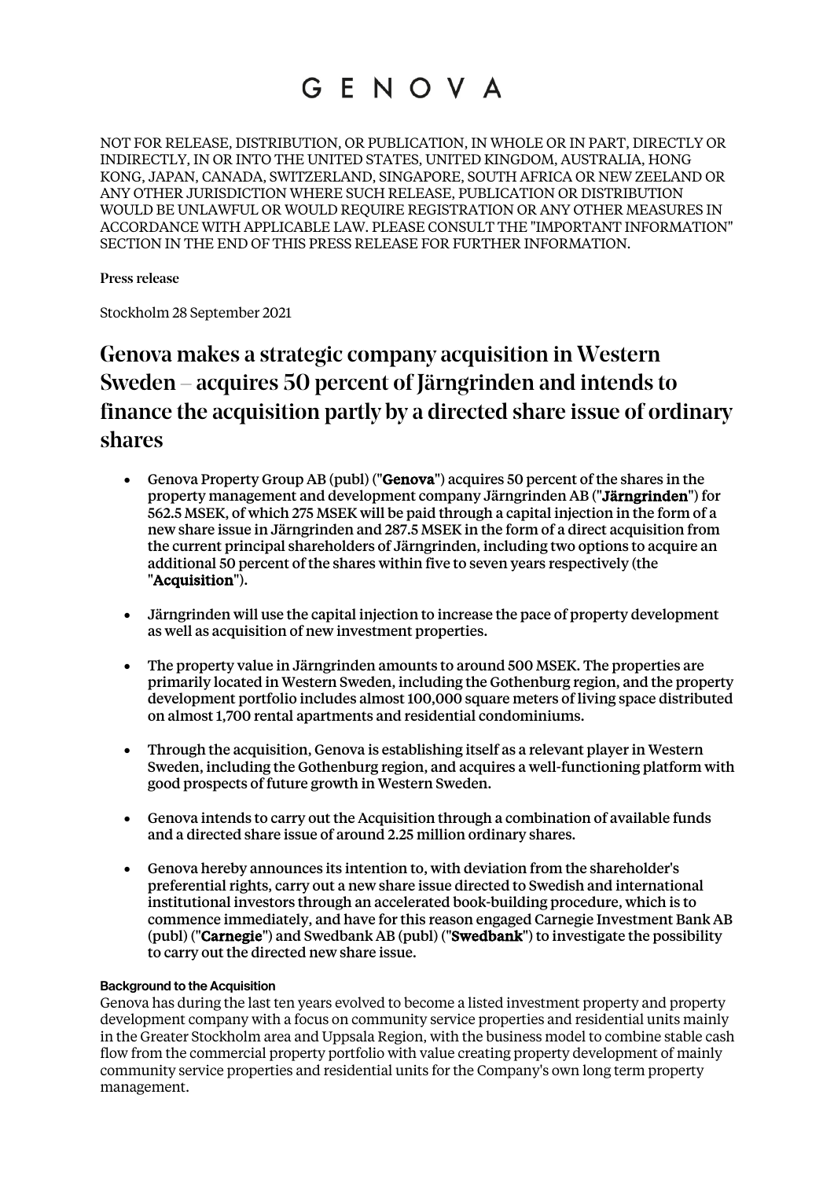# GENOVA

NOT FOR RELEASE, DISTRIBUTION, OR PUBLICATION, IN WHOLE OR IN PART, DIRECTLY OR INDIRECTLY, IN OR INTO THE UNITED STATES, UNITED KINGDOM, AUSTRALIA, HONG KONG, JAPAN, CANADA, SWITZERLAND, SINGAPORE, SOUTH AFRICA OR NEW ZEELAND OR ANY OTHER JURISDICTION WHERE SUCH RELEASE, PUBLICATION OR DISTRIBUTION WOULD BE UNLAWFUL OR WOULD REQUIRE REGISTRATION OR ANY OTHER MEASURES IN ACCORDANCE WITH APPLICABLE LAW. PLEASE CONSULT THE "IMPORTANT INFORMATION" SECTION IN THE END OF THIS PRESS RELEASE FOR FURTHER INFORMATION.

**Press release**

Stockholm 28 September 2021

## Genova makes a strategic company acquisition in Western Sweden – acquires 50 percent of Järngrinden and intends to finance the acquisition partly by a directed share issue of ordinary shares

- **Genova Property Group AB (publ) ("Genova") acquires 50 percent of the shares in the property management and development company Järngrinden AB ("Järngrinden") for 562.5 MSEK, of which 275 MSEK will be paid through a capital injection in the form of a new share issue in Järngrinden and 287.5 MSEK in the form of a direct acquisition from the current principal shareholders of Järngrinden, including two options to acquire an additional 50 percent of the shares within five to seven years respectively (the "Acquisition").**
- Järngrinden will use the capital injection to increase the pace of property development as well as acquisition of new investment properties.
- The property value in Järngrinden amounts to around 500 MSEK. The properties are primarily located in Western Sweden, including the Gothenburg region, and the property development portfolio includes almost 100,000 square meters of living space distributed on almost 1,700 rental apartments and residential condominiums.
- Through the acquisition, Genova is establishing itself as a relevant player in Western Sweden, including the Gothenburg region, and acquires a well-functioning platform with good prospects of future growth in Western Sweden.
- Genova intends to carry out the Acquisition through a combination of available funds and a directed share issue of around 2.25 million ordinary shares.
- Genova hereby announces its intention to, with deviation from the shareholder's preferential rights, carry out a new share issue directed to Swedish and international institutional investors through an accelerated book-building procedure, which is to commence immediately, and have for this reason engaged Carnegie Investment Bank AB (publ) ("**Carnegie**") and Swedbank AB (publ) ("**Swedbank**") to investigate the possibility to carry out the directed new share issue.

**Background to the Acquisition**

Genova has during the last ten years evolved to become a listed investment property and property development company with a focus on community service properties and residential units mainly in the Greater Stockholm area and Uppsala Region, with the business model to combine stable cash flow from the commercial property portfolio with value creating property development of mainly community service properties and residential units for the Company's own long term property management.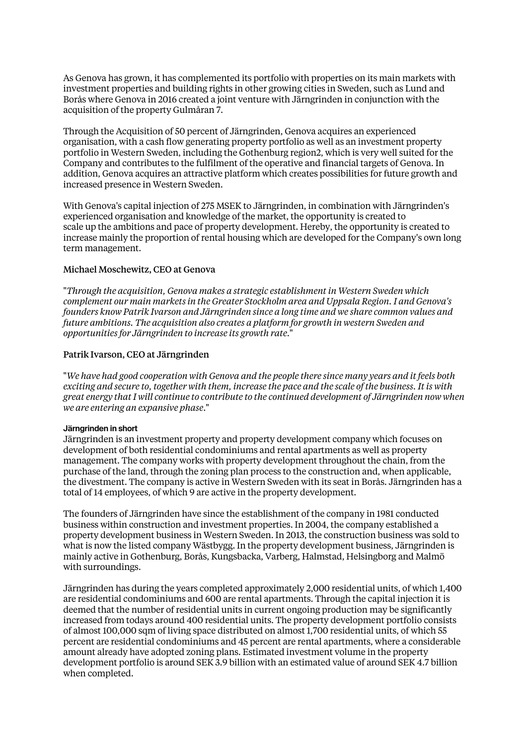As Genova has grown, it has complemented its portfolio with properties on its main markets with investment properties and building rights in other growing cities in Sweden, such as Lund and Borås where Genova in 2016 created a joint venture with Järngrinden in conjunction with the acquisition of the property Gulmåran 7.

Through the Acquisition of 50 percent of Järngrinden, Genova acquires an experienced organisation, with a cash flow generating property portfolio as well as an investment property portfolio in Western Sweden, including the Gothenburg region2, which is very well suited for the Company and contributes to the fulfilment of the operative and financial targets of Genova. In addition, Genova acquires an attractive platform which creates possibilities for future growth and increased presence in Western Sweden.

With Genova's capital injection of 275 MSEK to Järngrinden, in combination with Järngrinden's experienced organisation and knowledge of the market, the opportunity is created to scale up the ambitions and pace of property development. Hereby, the opportunity is created to increase mainly the proportion of rental housing which are developed for the Company's own long term management.

Michael Moschewitz, CEO at Genova

"*Through the acquisition, Genova makes a strategic establishment in Western Sweden which complement our main markets in the Greater Stockholm area and Uppsala Region. I and Genova's founders know Patrik Ivarson and Järngrinden since a long time and we share common values and future ambitions. The acquisition also creates a platform for growth in western Sweden and opportunities for Järngrinden to increase its growth rate.*"

Patrik Ivarson, CEO at Järngrinden

"*We have had good cooperation with Genova and the people there since many years and it feels both exciting and secure to, together with them, increase the pace and the scale of the business. It is with great energy that I will continue to contribute to the continued development of Järngrinden now when we are entering an expansive phase.*"

**Järngrinden in short**

Järngrinden is an investment property and property development company which focuses on development of both residential condominiums and rental apartments as well as property management. The company works with property development throughout the chain, from the purchase of the land, through the zoning plan process to the construction and, when applicable, the divestment. The company is active in Western Sweden with its seat in Borås. Järngrinden has a total of 14 employees, of which 9 are active in the property development.

The founders of Järngrinden have since the establishment of the company in 1981 conducted business within construction and investment properties. In 2004, the company established a property development business in Western Sweden. In 2013, the construction business was sold to what is now the listed company Wästbygg. In the property development business, Järngrinden is mainly active in Gothenburg, Borås, Kungsbacka, Varberg, Halmstad, Helsingborg and Malmö with surroundings.

Järngrinden has during the years completed approximately 2,000 residential units, of which 1,400 are residential condominiums and 600 are rental apartments. Through the capital injection it is deemed that the number of residential units in current ongoing production may be significantly increased from todays around 400 residential units. The property development portfolio consists of almost 100,000 sqm of living space distributed on almost 1,700 residential units, of which 55 percent are residential condominiums and 45 percent are rental apartments, where a considerable amount already have adopted zoning plans. Estimated investment volume in the property development portfolio is around SEK 3.9 billion with an estimated value of around SEK 4.7 billion when completed.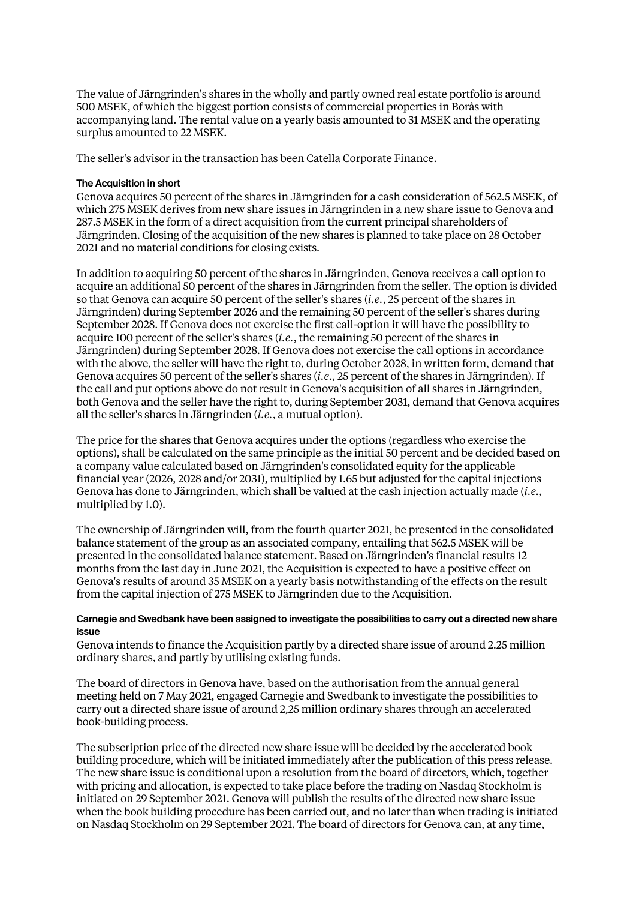The value of Järngrinden's shares in the wholly and partly owned real estate portfolio is around 500 MSEK, of which the biggest portion consists of commercial properties in Borås with accompanying land. The rental value on a yearly basis amounted to 31 MSEK and the operating surplus amounted to 22 MSEK.

The seller's advisor in the transaction has been Catella Corporate Finance.

#### The Acquisition in short

Genova acquires 50 percent of the shares in Järngrinden for a cash consideration of 562.5 MSEK, of which 275 MSEK derives from new share issues in Järngrinden in a new share issue to Genova and 287.5 MSEK in the form of a direct acquisition from the current principal shareholders of Järngrinden. Closing of the acquisition of the new shares is planned to take place on 28 October 2021 and no material conditions for closing exists.

In addition to acquiring 50 percent of the shares in Järngrinden, Genova receives a call option to acquire an additional 50 percent of the shares in Järngrinden from the seller. The option is divided so that Genova can acquire 50 percent of the seller's shares (*i.e.*, 25 percent of the shares in Järngrinden) during September 2026 and the remaining 50 percent of the seller's shares during September 2028. If Genova does not exercise the first call-option it will have the possibility to acquire 100 percent of the seller's shares (*i.e.*, the remaining 50 percent of the shares in Järngrinden) during September 2028. If Genova does not exercise the call options in accordance with the above, the seller will have the right to, during October 2028, in written form, demand that Genova acquires 50 percent of the seller's shares (*i.e.*, 25 percent of the shares in Järngrinden). If the call and put options above do not result in Genova's acquisition of all shares in Järngrinden, both Genova and the seller have the right to, during September 2031, demand that Genova acquires all the seller's shares in Järngrinden (*i.e.*, a mutual option).

The price for the shares that Genova acquires under the options (regardless who exercise the options), shall be calculated on the same principle as the initial 50 percent and be decided based on a company value calculated based on Järngrinden's consolidated equity for the applicable financial year (2026, 2028 and/or 2031), multiplied by 1.65 but adjusted for the capital injections Genova has done to Järngrinden, which shall be valued at the cash injection actually made (*i.e.*, multiplied by 1.0).

The ownership of Järngrinden will, from the fourth quarter 2021, be presented in the consolidated balance statement of the group as an associated company, entailing that 562.5 MSEK will be presented in the consolidated balance statement. Based on Järngrinden's financial results 12 months from the last day in June 2021, the Acquisition is expected to have a positive effect on Genova's results of around 35 MSEK on a yearly basis notwithstanding of the effects on the result from the capital injection of 275 MSEK to Järngrinden due to the Acquisition.

#### Carnegie and Swedbank have been assigned to investigate the possibilities to carry out a directed new share issue

Genova intends to finance the Acquisition partly by a directed share issue of around 2.25 million ordinary shares, and partly by utilising existing funds.

The board of directors in Genova have, based on the authorisation from the annual general meeting held on 7 May 2021, engaged Carnegie and Swedbank to investigate the possibilities to carry out a directed share issue of around 2,25 million ordinary shares through an accelerated book-building process.

The subscription price of the directed new share issue will be decided by the accelerated book building procedure, which will be initiated immediately after the publication of this press release. The new share issue is conditional upon a resolution from the board of directors, which, together with pricing and allocation, is expected to take place before the trading on Nasdaq Stockholm is initiated on 29 September 2021. Genova will publish the results of the directed new share issue when the book building procedure has been carried out, and no later than when trading is initiated on Nasdaq Stockholm on 29 September 2021. The board of directors for Genova can, at any time,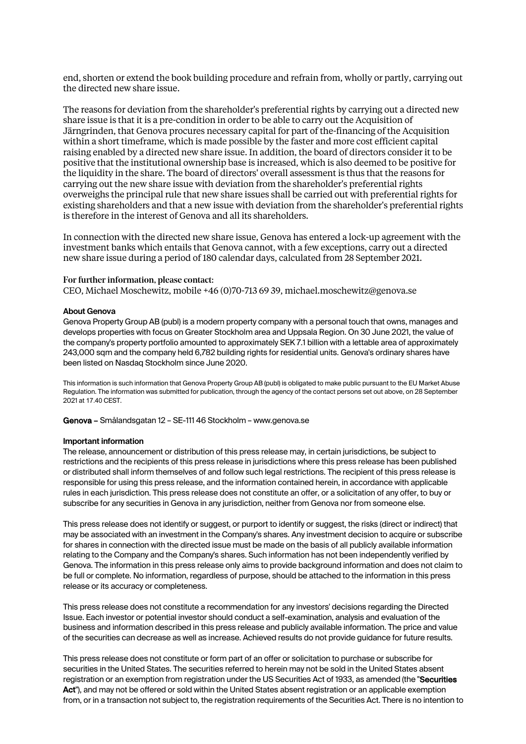end, shorten or extend the book building procedure and refrain from, wholly or partly, carrying out the directed new share issue.

The reasons for deviation from the shareholder's preferential rights by carrying out a directed new share issue is that it is a pre-condition in order to be able to carry out the Acquisition of Järngrinden, that Genova procures necessary capital for part of the-financing of the Acquisition within a short timeframe, which is made possible by the faster and more cost efficient capital raising enabled by a directed new share issue. In addition, the board of directors consider it to be positive that the institutional ownership base is increased, which is also deemed to be positive for the liquidity in the share. The board of directors' overall assessment is thus that the reasons for carrying out the new share issue with deviation from the shareholder's preferential rights overweighs the principal rule that new share issues shall be carried out with preferential rights for existing shareholders and that a new issue with deviation from the shareholder's preferential rights is therefore in the interest of Genova and all its shareholders.

In connection with the directed new share issue, Genova has entered a lock-up agreement with the investment banks which entails that Genova cannot, with a few exceptions, carry out a directed new share issue during a period of 180 calendar days, calculated from 28 September 2021.

**For further information, please contact:**
CEO, Michael Moschewitz, mobile +46 (0)70-713 69 39, michael.moschewitz@genova.se

**About Genova**

Genova Property Group AB (publ) is a modern property company with a personal touch that owns, manages and develops properties with focus on Greater Stockholm area and Uppsala Region. On 30 June 2021, the value of the company's property portfolio amounted to approximately SEK 7.1 billion with a lettable area of approximately 243,000 sqm and the company held 6,782 building rights for residential units. Genova's ordinary shares have been listed on Nasdaq Stockholm since June 2020.

This information is such information that Genova Property Group AB (publ) is obligated to make public pursuant to the EU Market Abuse Regulation. The information was submitted for publication, through the agency of the contact persons set out above, on 28 September 2021 at 17.40 CEST.

**Genova** – Smålandsgatan 12 – SE-111 46 Stockholm – www.genova.se

**Important information**

The release, announcement or distribution of this press release may, in certain jurisdictions, be subject to restrictions and the recipients of this press release in jurisdictions where this press release has been published or distributed shall inform themselves of and follow such legal restrictions. The recipient of this press release is responsible for using this press release, and the information contained herein, in accordance with applicable rules in each jurisdiction. This press release does not constitute an offer, or a solicitation of any offer, to buy or subscribe for any securities in Genova in any jurisdiction, neither from Genova nor from someone else.

This press release does not identify or suggest, or purport to identify or suggest, the risks (direct or indirect) that may be associated with an investment in the Company's shares. Any investment decision to acquire or subscribe for shares in connection with the directed issue must be made on the basis of all publicly available information relating to the Company and the Company's shares. Such information has not been independently verified by Genova. The information in this press release only aims to provide background information and does not claim to be full or complete. No information, regardless of purpose, should be attached to the information in this press release or its accuracy or completeness.

This press release does not constitute a recommendation for any investors' decisions regarding the Directed Issue. Each investor or potential investor should conduct a self-examination, analysis and evaluation of the business and information described in this press release and publicly available information. The price and value of the securities can decrease as well as increase. Achieved results do not provide guidance for future results.

This press release does not constitute or form part of an offer or solicitation to purchase or subscribe for securities in the United States. The securities referred to herein may not be sold in the United States absent registration or an exemption from registration under the US Securities Act of 1933, as amended (the "**Securities Act**"), and may not be offered or sold within the United States absent registration or an applicable exemption from, or in a transaction not subject to, the registration requirements of the Securities Act. There is no intention to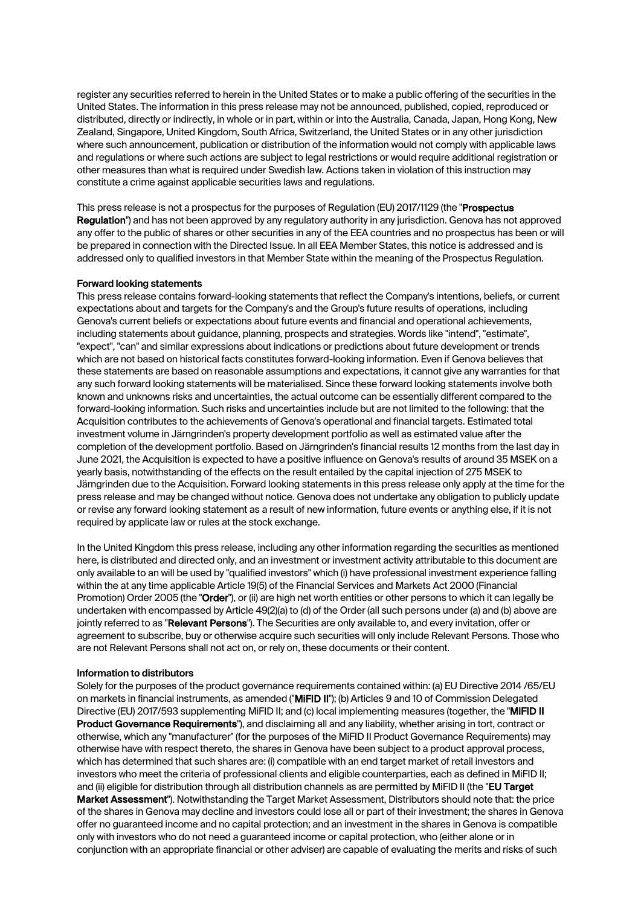register any securities referred to herein in the United States or to make a public offering of the securities in the United States. The information in this press release may not be announced, published, copied, reproduced or distributed, directly or indirectly, in whole or in part, within or into the Australia, Canada, Japan, Hong Kong, New Zealand, Singapore, United Kingdom, South Africa, Switzerland, the United States or in any other jurisdiction where such announcement, publication or distribution of the information would not comply with applicable laws and regulations or where such actions are subject to legal restrictions or would require additional registration or other measures than what is required under Swedish law. Actions taken in violation of this instruction may constitute a crime against applicable securities laws and regulations.

This press release is not a prospectus for the purposes of Regulation (EU) 2017/1129 (the "**Prospectus Regulation**") and has not been approved by any regulatory authority in any jurisdiction. Genova has not approved any offer to the public of shares or other securities in any of the EEA countries and no prospectus has been or will be prepared in connection with the Directed Issue. In all EEA Member States, this notice is addressed and is addressed only to qualified investors in that Member State within the meaning of the Prospectus Regulation.

**Forward looking statements**

This press release contains forward-looking statements that reflect the Company's intentions, beliefs, or current expectations about and targets for the Company's and the Group's future results of operations, including Genova's current beliefs or expectations about future events and financial and operational achievements, including statements about guidance, planning, prospects and strategies. Words like "intend", "estimate", "expect", "can" and similar expressions about indications or predictions about future development or trends which are not based on historical facts constitutes forward-looking information. Even if Genova believes that these statements are based on reasonable assumptions and expectations, it cannot give any warranties for that any such forward looking statements will be materialised. Since these forward looking statements involve both known and unknowns risks and uncertainties, the actual outcome can be essentially different compared to the forward-looking information. Such risks and uncertainties include but are not limited to the following: that the Acquisition contributes to the achievements of Genova's operational and financial targets. Estimated total investment volume in Järngrinden's property development portfolio as well as estimated value after the completion of the development portfolio. Based on Järngrinden's financial results 12 months from the last day in June 2021, the Acquisition is expected to have a positive influence on Genova's results of around 35 MSEK on a yearly basis, notwithstanding of the effects on the result entailed by the capital injection of 275 MSEK to Järngrinden due to the Acquisition. Forward looking statements in this press release only apply at the time for the press release and may be changed without notice. Genova does not undertake any obligation to publicly update or revise any forward looking statement as a result of new information, future events or anything else, if it is not required by applicate law or rules at the stock exchange.

In the United Kingdom this press release, including any other information regarding the securities as mentioned here, is distributed and directed only, and an investment or investment activity attributable to this document are only available to an will be used by "qualified investors" which (i) have professional investment experience falling within the at any time applicable Article 19(5) of the Financial Services and Markets Act 2000 (Financial Promotion) Order 2005 (the "**Order**"), or (ii) are high net worth entities or other persons to which it can legally be undertaken with encompassed by Article 49(2)(a) to (d) of the Order (all such persons under (a) and (b) above are jointly referred to as "**Relevant Persons**"). The Securities are only available to, and every invitation, offer or agreement to subscribe, buy or otherwise acquire such securities will only include Relevant Persons. Those who are not Relevant Persons shall not act on, or rely on, these documents or their content.

**Information to distributors**

Solely for the purposes of the product governance requirements contained within: (a) EU Directive 2014 /65/EU on markets in financial instruments, as amended ("**MiFID II**"); (b) Articles 9 and 10 of Commission Delegated Directive (EU) 2017/593 supplementing MiFID II; and (c) local implementing measures (together, the "**MiFID II Product Governance Requirements**"), and disclaiming all and any liability, whether arising in tort, contract or otherwise, which any "manufacturer" (for the purposes of the MiFID II Product Governance Requirements) may otherwise have with respect thereto, the shares in Genova have been subject to a product approval process, which has determined that such shares are: (i) compatible with an end target market of retail investors and investors who meet the criteria of professional clients and eligible counterparties, each as defined in MiFID II; and (ii) eligible for distribution through all distribution channels as are permitted by MiFID II (the "**EU Target Market Assessment**"). Notwithstanding the Target Market Assessment, Distributors should note that: the price of the shares in Genova may decline and investors could lose all or part of their investment; the shares in Genova offer no guaranteed income and no capital protection; and an investment in the shares in Genova is compatible only with investors who do not need a guaranteed income or capital protection, who (either alone or in conjunction with an appropriate financial or other adviser) are capable of evaluating the merits and risks of such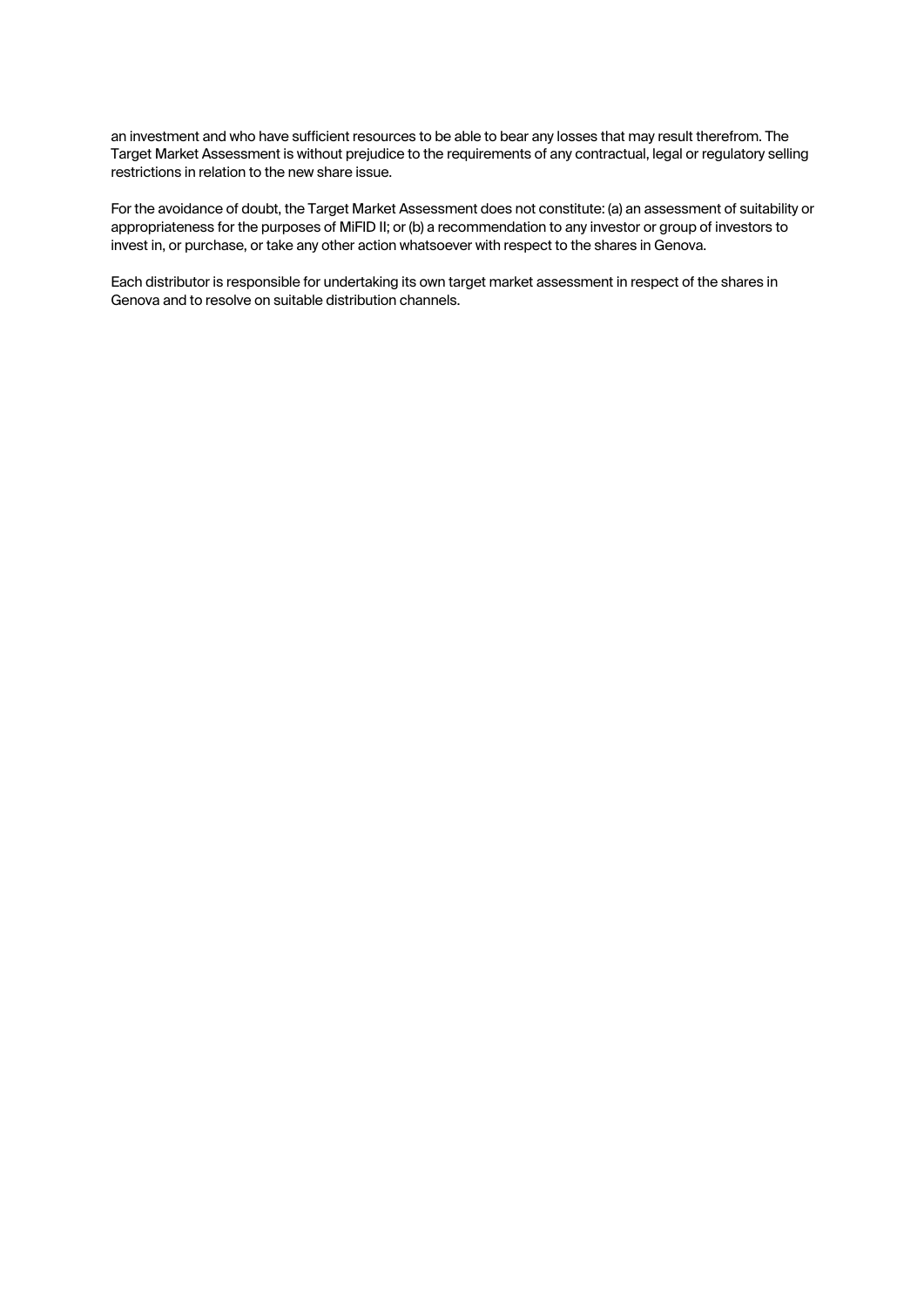an investment and who have sufficient resources to be able to bear any losses that may result therefrom. The Target Market Assessment is without prejudice to the requirements of any contractual, legal or regulatory selling restrictions in relation to the new share issue.

For the avoidance of doubt, the Target Market Assessment does not constitute: (a) an assessment of suitability or appropriateness for the purposes of MiFID II; or (b) a recommendation to any investor or group of investors to invest in, or purchase, or take any other action whatsoever with respect to the shares in Genova.

Each distributor is responsible for undertaking its own target market assessment in respect of the shares in Genova and to resolve on suitable distribution channels.